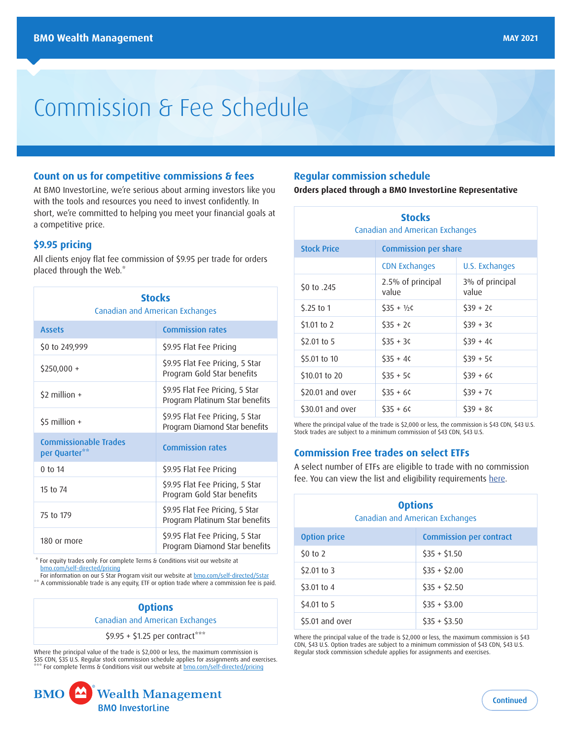# Commission & Fee Schedule

## Count on us for competitive commissions & fees

At BMO InvestorLine, we're serious about arming investors like you with the tools and resources you need to invest confidently. In short, we're committed to helping you meet your financial goals at a competitive price.

## $9.95 pricing

All clients enjoy flat fee commission of $9.95 per trade for orders placed through the Web.*

| Stocks<br>Canadian and American Exchanges | |
|---|---|
| **Assets** | **Commission rates** |
| $0 to 249,999 | $9.95 Flat Fee Pricing |
| $250,000 + | $9.95 Flat Fee Pricing, 5 Star Program Gold Star benefits |
| $2 million + | $9.95 Flat Fee Pricing, 5 Star Program Platinum Star benefits |
| $5 million + | $9.95 Flat Fee Pricing, 5 Star Program Diamond Star benefits |
| **Commissionable Trades per Quarter**** | **Commission rates** |
| 0 to 14 | $9.95 Flat Fee Pricing |
| 15 to 74 | $9.95 Flat Fee Pricing, 5 Star Program Gold Star benefits |
| 75 to 179 | $9.95 Flat Fee Pricing, 5 Star Program Platinum Star benefits |
| 180 or more | $9.95 Flat Fee Pricing, 5 Star Program Diamond Star benefits |

\* For equity trades only. For complete Terms & Conditions visit our website at bmo.com/self-directed/pricing
For information on our 5 Star Program visit our website at bmo.com/self-directed/5star
** A commissionable trade is any equity, ETF or option trade where a commission fee is paid.

| Options<br>Canadian and American Exchanges |
|---|
| $9.95 + $1.25 per contract*** |

Where the principal value of the trade is $2,000 or less, the maximum commission is $35 CDN, $35 U.S. Regular stock commission schedule applies for assignments and exercises.
*** For complete Terms & Conditions visit our website at bmo.com/self-directed/pricing

## Regular commission schedule

**Orders placed through a BMO InvestorLine Representative**

| Stocks<br>Canadian and American Exchanges | | |
|---|---|---|
| **Stock Price** | **Commission per share** | |
| | CDN Exchanges | U.S. Exchanges |
| $0 to .245 | 2.5% of principal value | 3% of principal value |
| $.25 to 1 | $35 + ½¢ | $39 + 2¢ |
| $1.01 to 2 | $35 + 2¢ | $39 + 3¢ |
| $2.01 to 5 | $35 + 3¢ | $39 + 4¢ |
| $5.01 to 10 | $35 + 4¢ | $39 + 5¢ |
| $10.01 to 20 | $35 + 5¢ | $39 + 6¢ |
| $20.01 and over | $35 + 6¢ | $39 + 7¢ |
| $30.01 and over | $35 + 6¢ | $39 + 8¢ |

Where the principal value of the trade is $2,000 or less, the commission is $43 CDN, $43 U.S. Stock trades are subject to a minimum commission of $43 CDN, $43 U.S.

## Commission Free trades on select ETFs

A select number of ETFs are eligible to trade with no commission fee. You can view the list and eligibility requirements here.

| Options<br>Canadian and American Exchanges | |
|---|---|
| **Option price** | **Commission per contract** |
| $0 to 2 | $35 + $1.50 |
| $2.01 to 3 | $35 + $2.00 |
| $3.01 to 4 | $35 + $2.50 |
| $4.01 to 5 | $35 + $3.00 |
| $5.01 and over | $35 + $3.50 |

Where the principal value of the trade is $2,000 or less, the maximum commission is $43 CDN, $43 U.S. Option trades are subject to a minimum commission of $43 CDN, $43 U.S. Regular stock commission schedule applies for assignments and exercises.

Continued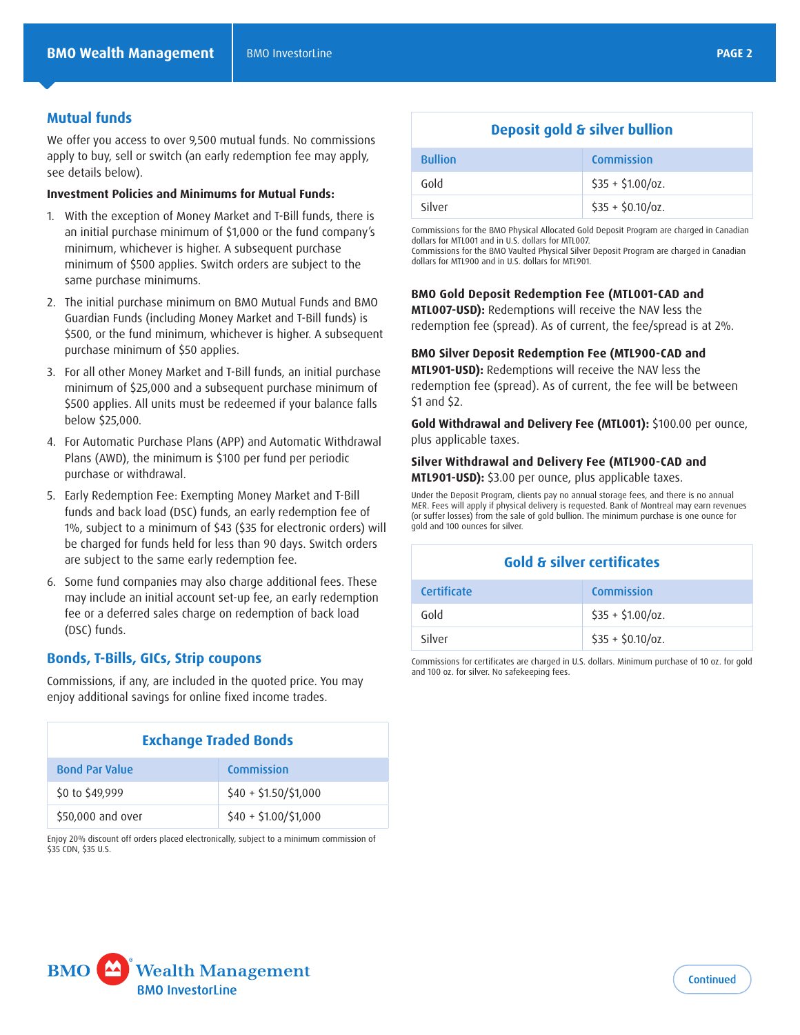## Mutual funds

We offer you access to over 9,500 mutual funds. No commissions apply to buy, sell or switch (an early redemption fee may apply, see details below).

**Investment Policies and Minimums for Mutual Funds:**

1. With the exception of Money Market and T-Bill funds, there is an initial purchase minimum of $1,000 or the fund company's minimum, whichever is higher. A subsequent purchase minimum of $500 applies. Switch orders are subject to the same purchase minimums.
2. The initial purchase minimum on BMO Mutual Funds and BMO Guardian Funds (including Money Market and T-Bill funds) is $500, or the fund minimum, whichever is higher. A subsequent purchase minimum of $50 applies.
3. For all other Money Market and T-Bill funds, an initial purchase minimum of $25,000 and a subsequent purchase minimum of $500 applies. All units must be redeemed if your balance falls below $25,000.
4. For Automatic Purchase Plans (APP) and Automatic Withdrawal Plans (AWD), the minimum is $100 per fund per periodic purchase or withdrawal.
5. Early Redemption Fee: Exempting Money Market and T-Bill funds and back load (DSC) funds, an early redemption fee of 1%, subject to a minimum of $43 ($35 for electronic orders) will be charged for funds held for less than 90 days. Switch orders are subject to the same early redemption fee.
6. Some fund companies may also charge additional fees. These may include an initial account set-up fee, an early redemption fee or a deferred sales charge on redemption of back load (DSC) funds.

## Bonds, T-Bills, GICs, Strip coupons

Commissions, if any, are included in the quoted price. You may enjoy additional savings for online fixed income trades.

### Exchange Traded Bonds

| Bond Par Value | Commission |
|---|---|
| $0 to $49,999 | $40 + $1.50/$1,000 |
| $50,000 and over | $40 + $1.00/$1,000 |

Enjoy 20% discount off orders placed electronically, subject to a minimum commission of $35 CDN, $35 U.S.

### Deposit gold & silver bullion

| Bullion | Commission |
|---|---|
| Gold | $35 + $1.00/oz. |
| Silver | $35 + $0.10/oz. |

Commissions for the BMO Physical Allocated Gold Deposit Program are charged in Canadian dollars for MTL001 and in U.S. dollars for MTL007.
Commissions for the BMO Vaulted Physical Silver Deposit Program are charged in Canadian dollars for MTL900 and in U.S. dollars for MTL901.

**BMO Gold Deposit Redemption Fee (MTL001-CAD and MTL007-USD):** Redemptions will receive the NAV less the redemption fee (spread). As of current, the fee/spread is at 2%.

**BMO Silver Deposit Redemption Fee (MTL900-CAD and MTL901-USD):** Redemptions will receive the NAV less the redemption fee (spread). As of current, the fee will be between $1 and $2.

**Gold Withdrawal and Delivery Fee (MTL001):** $100.00 per ounce, plus applicable taxes.

**Silver Withdrawal and Delivery Fee (MTL900-CAD and MTL901-USD):** $3.00 per ounce, plus applicable taxes.

Under the Deposit Program, clients pay no annual storage fees, and there is no annual MER. Fees will apply if physical delivery is requested. Bank of Montreal may earn revenues (or suffer losses) from the sale of gold bullion. The minimum purchase is one ounce for gold and 100 ounces for silver.

### Gold & silver certificates

| Certificate | Commission |
|---|---|
| Gold | $35 + $1.00/oz. |
| Silver | $35 + $0.10/oz. |

Commissions for certificates are charged in U.S. dollars. Minimum purchase of 10 oz. for gold and 100 oz. for silver. No safekeeping fees.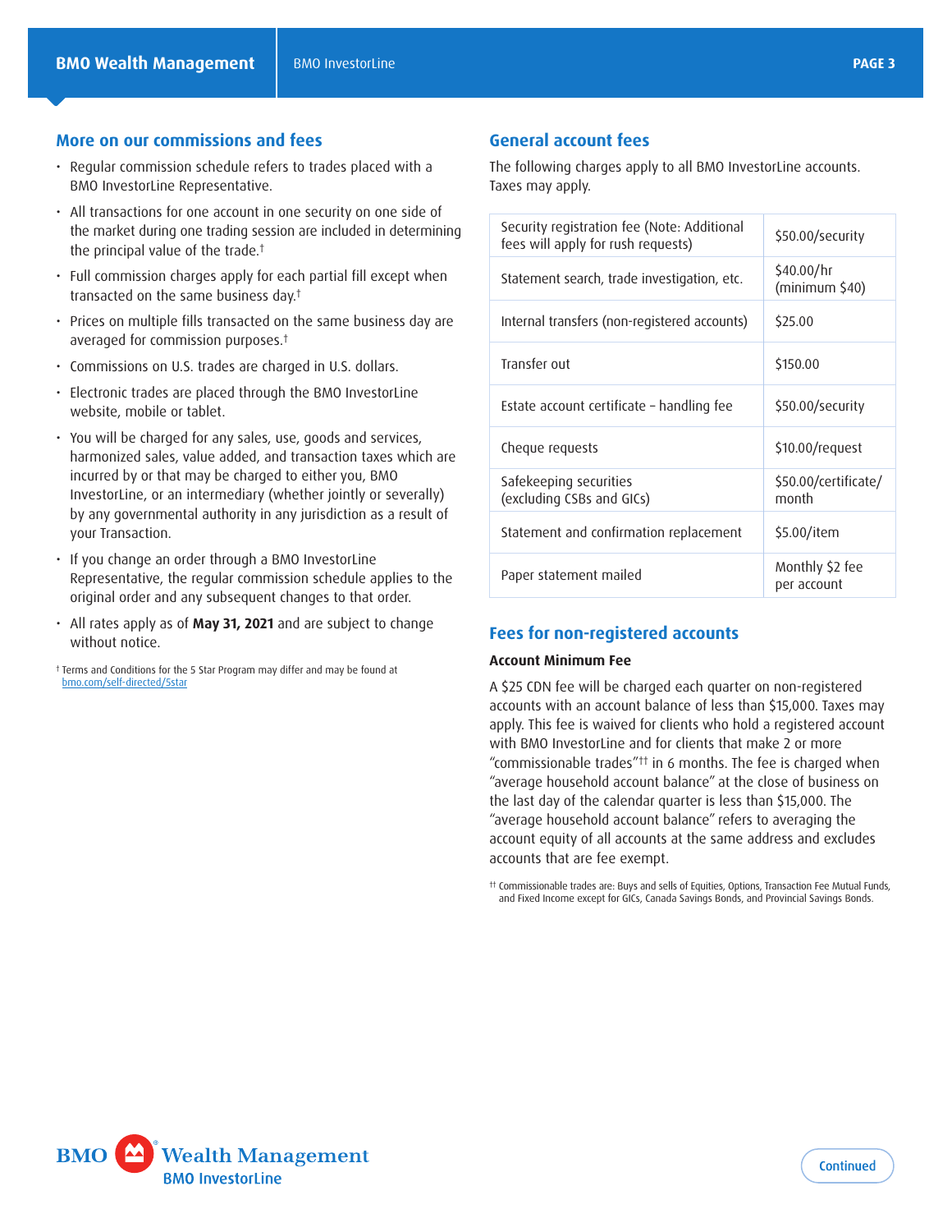## More on our commissions and fees

- Regular commission schedule refers to trades placed with a BMO InvestorLine Representative.
- All transactions for one account in one security on one side of the market during one trading session are included in determining the principal value of the trade.†
- Full commission charges apply for each partial fill except when transacted on the same business day.†
- Prices on multiple fills transacted on the same business day are averaged for commission purposes.†
- Commissions on U.S. trades are charged in U.S. dollars.
- Electronic trades are placed through the BMO InvestorLine website, mobile or tablet.
- You will be charged for any sales, use, goods and services, harmonized sales, value added, and transaction taxes which are incurred by or that may be charged to either you, BMO InvestorLine, or an intermediary (whether jointly or severally) by any governmental authority in any jurisdiction as a result of your Transaction.
- If you change an order through a BMO InvestorLine Representative, the regular commission schedule applies to the original order and any subsequent changes to that order.
- All rates apply as of **May 31, 2021** and are subject to change without notice.

† Terms and Conditions for the 5 Star Program may differ and may be found at bmo.com/self-directed/5star

## General account fees

The following charges apply to all BMO InvestorLine accounts. Taxes may apply.

| Fee | Charge |
|---|---|
| Security registration fee (Note: Additional fees will apply for rush requests) | $50.00/security |
| Statement search, trade investigation, etc. | $40.00/hr (minimum $40) |
| Internal transfers (non-registered accounts) | $25.00 |
| Transfer out | $150.00 |
| Estate account certificate – handling fee | $50.00/security |
| Cheque requests | $10.00/request |
| Safekeeping securities (excluding CSBs and GICs) | $50.00/certificate/month |
| Statement and confirmation replacement | $5.00/item |
| Paper statement mailed | Monthly $2 fee per account |

## Fees for non-registered accounts

**Account Minimum Fee**

A $25 CDN fee will be charged each quarter on non-registered accounts with an account balance of less than $15,000. Taxes may apply. This fee is waived for clients who hold a registered account with BMO InvestorLine and for clients that make 2 or more "commissionable trades"†† in 6 months. The fee is charged when "average household account balance" at the close of business on the last day of the calendar quarter is less than $15,000. The "average household account balance" refers to averaging the account equity of all accounts at the same address and excludes accounts that are fee exempt.

†† Commissionable trades are: Buys and sells of Equities, Options, Transaction Fee Mutual Funds, and Fixed Income except for GICs, Canada Savings Bonds, and Provincial Savings Bonds.

Continued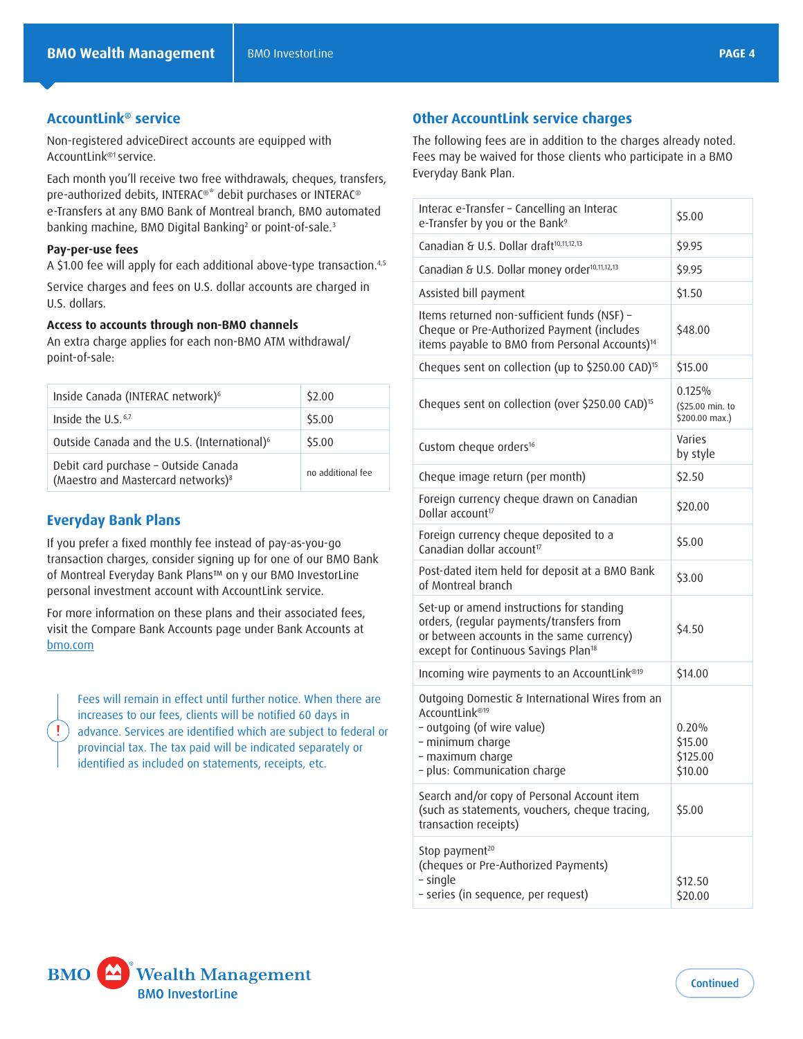## AccountLink® service

Non-registered adviceDirect accounts are equipped with AccountLink®[1] service.

Each month you'll receive two free withdrawals, cheques, transfers, pre-authorized debits, INTERAC®* debit purchases or INTERAC® e-Transfers at any BMO Bank of Montreal branch, BMO automated banking machine, BMO Digital Banking[2] or point-of-sale.[3]

**Pay-per-use fees**
A $1.00 fee will apply for each additional above-type transaction.[4,5]

Service charges and fees on U.S. dollar accounts are charged in U.S. dollars.

**Access to accounts through non-BMO channels**
An extra charge applies for each non-BMO ATM withdrawal/point-of-sale:

| | |
|---|---|
| Inside Canada (INTERAC network)[6] | $2.00 |
| Inside the U.S.[6,7] | $5.00 |
| Outside Canada and the U.S. (International)[6] | $5.00 |
| Debit card purchase – Outside Canada (Maestro and Mastercard networks)[8] | no additional fee |

## Everyday Bank Plans

If you prefer a fixed monthly fee instead of pay-as-you-go transaction charges, consider signing up for one of our BMO Bank of Montreal Everyday Bank Plans™ on y our BMO InvestorLine personal investment account with AccountLink service.

For more information on these plans and their associated fees, visit the Compare Bank Accounts page under Bank Accounts at bmo.com

Fees will remain in effect until further notice. When there are increases to our fees, clients will be notified 60 days in advance. Services are identified which are subject to federal or provincial tax. The tax paid will be indicated separately or identified as included on statements, receipts, etc.

## Other AccountLink service charges

The following fees are in addition to the charges already noted. Fees may be waived for those clients who participate in a BMO Everyday Bank Plan.

| | |
|---|---|
| Interac e-Transfer – Cancelling an Interac e-Transfer by you or the Bank[9] | $5.00 |
| Canadian & U.S. Dollar draft[10,11,12,13] | $9.95 |
| Canadian & U.S. Dollar money order[10,11,12,13] | $9.95 |
| Assisted bill payment | $1.50 |
| Items returned non-sufficient funds (NSF) – Cheque or Pre-Authorized Payment (includes items payable to BMO from Personal Accounts)[14] | $48.00 |
| Cheques sent on collection (up to $250.00 CAD)[15] | $15.00 |
| Cheques sent on collection (over $250.00 CAD)[15] | 0.125% ($25.00 min. to $200.00 max.) |
| Custom cheque orders[16] | Varies by style |
| Cheque image return (per month) | $2.50 |
| Foreign currency cheque drawn on Canadian Dollar account[17] | $20.00 |
| Foreign currency cheque deposited to a Canadian dollar account[17] | $5.00 |
| Post-dated item held for deposit at a BMO Bank of Montreal branch | $3.00 |
| Set-up or amend instructions for standing orders, (regular payments/transfers from or between accounts in the same currency) except for Continuous Savings Plan[18] | $4.50 |
| Incoming wire payments to an AccountLink®[19] | $14.00 |
| Outgoing Domestic & International Wires from an AccountLink®[19]<br>– outgoing (of wire value)<br>– minimum charge<br>– maximum charge<br>– plus: Communication charge | <br>0.20%<br>$15.00<br>$125.00<br>$10.00 |
| Search and/or copy of Personal Account item (such as statements, vouchers, cheque tracing, transaction receipts) | $5.00 |
| Stop payment[20] (cheques or Pre-Authorized Payments)<br>– single<br>– series (in sequence, per request) | <br>$12.50<br>$20.00 |

Continued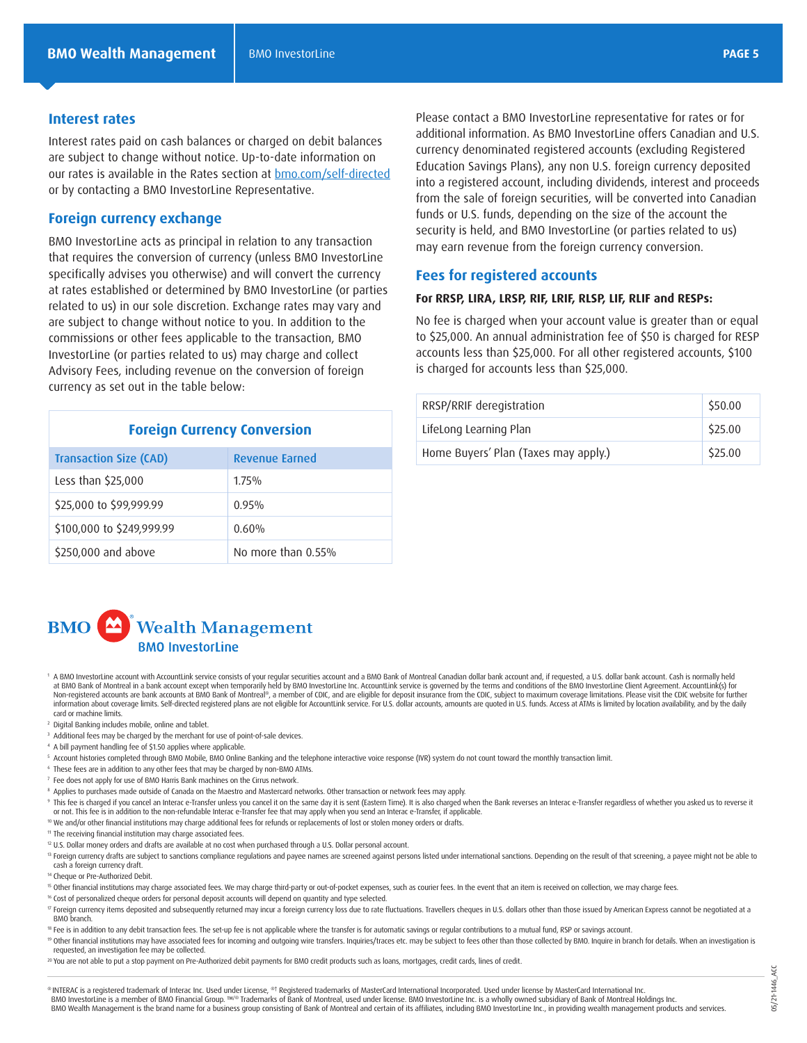## Interest rates

Interest rates paid on cash balances or charged on debit balances are subject to change without notice. Up-to-date information on our rates is available in the Rates section at bmo.com/self-directed or by contacting a BMO InvestorLine Representative.

## Foreign currency exchange

BMO InvestorLine acts as principal in relation to any transaction that requires the conversion of currency (unless BMO InvestorLine specifically advises you otherwise) and will convert the currency at rates established or determined by BMO InvestorLine (or parties related to us) in our sole discretion. Exchange rates may vary and are subject to change without notice to you. In addition to the commissions or other fees applicable to the transaction, BMO InvestorLine (or parties related to us) may charge and collect Advisory Fees, including revenue on the conversion of foreign currency as set out in the table below:

**Foreign Currency Conversion**

| Transaction Size (CAD) | Revenue Earned |
|---|---|
| Less than $25,000 | 1.75% |
| $25,000 to $99,999.99 | 0.95% |
| $100,000 to $249,999.99 | 0.60% |
| $250,000 and above | No more than 0.55% |

Please contact a BMO InvestorLine representative for rates or for additional information. As BMO InvestorLine offers Canadian and U.S. currency denominated registered accounts (excluding Registered Education Savings Plans), any non U.S. foreign currency deposited into a registered account, including dividends, interest and proceeds from the sale of foreign securities, will be converted into Canadian funds or U.S. funds, depending on the size of the account the security is held, and BMO InvestorLine (or parties related to us) may earn revenue from the foreign currency conversion.

## Fees for registered accounts

**For RRSP, LIRA, LRSP, RIF, LRIF, RLSP, LIF, RLIF and RESPs:**

No fee is charged when your account value is greater than or equal to $25,000. An annual administration fee of $50 is charged for RESP accounts less than $25,000. For all other registered accounts, $100 is charged for accounts less than $25,000.

| | |
|---|---|
| RRSP/RRIF deregistration | $50.00 |
| LifeLong Learning Plan | $25.00 |
| Home Buyers' Plan (Taxes may apply.) | $25.00 |

BMO Wealth Management
BMO InvestorLine

[1] A BMO InvestorLine account with AccountLink service consists of your regular securities account and a BMO Bank of Montreal Canadian dollar bank account and, if requested, a U.S. dollar bank account. Cash is normally held at BMO Bank of Montreal in a bank account except when temporarily held by BMO InvestorLine Inc. AccountLink service is governed by the terms and conditions of the BMO InvestorLine Client Agreement. AccountLink(s) for Non-registered accounts are bank accounts at BMO Bank of Montreal®, a member of CDIC, and are eligible for deposit insurance from the CDIC, subject to maximum coverage limitations. Please visit the CDIC website for further information about coverage limits. Self-directed registered plans are not eligible for AccountLink service. For U.S. dollar accounts, amounts are quoted in U.S. funds. Access at ATMs is limited by location availability, and by the daily card or machine limits.

[2] Digital Banking includes mobile, online and tablet.

[3] Additional fees may be charged by the merchant for use of point-of-sale devices.

[4] A bill payment handling fee of $1.50 applies where applicable.

[5] Account histories completed through BMO Mobile, BMO Online Banking and the telephone interactive voice response (IVR) system do not count toward the monthly transaction limit.

[6] These fees are in addition to any other fees that may be charged by non-BMO ATMs.

[7] Fee does not apply for use of BMO Harris Bank machines on the Cirrus network.

[8] Applies to purchases made outside of Canada on the Maestro and Mastercard networks. Other transaction or network fees may apply.

[9] This fee is charged if you cancel an Interac e-Transfer unless you cancel it on the same day it is sent (Eastern Time). It is also charged when the Bank reverses an Interac e-Transfer regardless of whether you asked us to reverse it or not. This fee is in addition to the non-refundable Interac e-Transfer fee that may apply when you send an Interac e-Transfer, if applicable.

[10] We and/or other financial institutions may charge additional fees for refunds or replacements of lost or stolen money orders or drafts.

[11] The receiving financial institution may charge associated fees.

[12] U.S. Dollar money orders and drafts are available at no cost when purchased through a U.S. Dollar personal account.

[13] Foreign currency drafts are subject to sanctions compliance regulations and payee names are screened against persons listed under international sanctions. Depending on the result of that screening, a payee might not be able to cash a foreign currency draft.

[14] Cheque or Pre-Authorized Debit.

[15] Other financial institutions may charge associated fees. We may charge third-party or out-of-pocket expenses, such as courier fees. In the event that an item is received on collection, we may charge fees.

[16] Cost of personalized cheque orders for personal deposit accounts will depend on quantity and type selected.

[17] Foreign currency items deposited and subsequently returned may incur a foreign currency loss due to rate fluctuations. Travellers cheques in U.S. dollars other than those issued by American Express cannot be negotiated at a BMO branch.

[18] Fee is in addition to any debit transaction fees. The set-up fee is not applicable where the transfer is for automatic savings or regular contributions to a mutual fund, RSP or savings account.

[19] Other financial institutions may have associated fees for incoming and outgoing wire transfers. Inquiries/traces etc. may be subject to fees other than those collected by BMO. Inquire in branch for details. When an investigation is requested, an investigation fee may be collected.

[20] You are not able to put a stop payment on Pre-Authorized debit payments for BMO credit products such as loans, mortgages, credit cards, lines of credit.

® INTERAC is a registered trademark of Interac Inc. Used under License, ®† Registered trademarks of MasterCard International Incorporated. Used under license by MasterCard International Inc.
BMO InvestorLine is a member of BMO Financial Group. ™/® Trademarks of Bank of Montreal, used under license. BMO InvestorLine Inc. is a wholly owned subsidiary of Bank of Montreal Holdings Inc.
BMO Wealth Management is the brand name for a business group consisting of Bank of Montreal and certain of its affiliates, including BMO InvestorLine Inc., in providing wealth management products and services.

05/21-1446_ACC